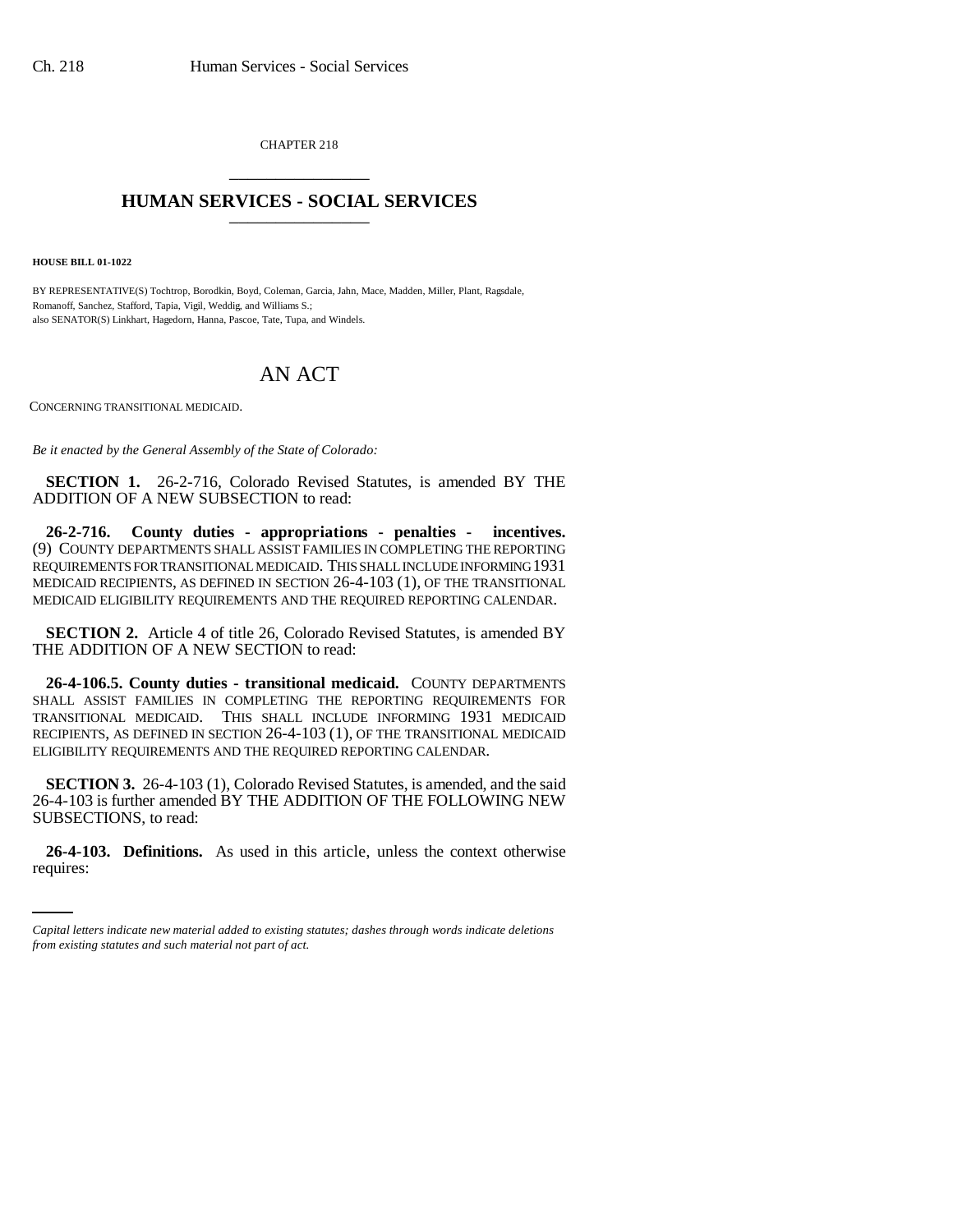CHAPTER 218

# HUMAN SERVICES - SOCIAL SERVICES

**HOUSE BILL 01-1022**

BY REPRESENTATIVE(S) Tochtrop, Borodkin, Boyd, Coleman, Garcia, Jahn, Mace, Madden, Miller, Plant, Ragsdale, Romanoff, Sanchez, Stafford, Tapia, Vigil, Weddig, and Williams S.;
also SENATOR(S) Linkhart, Hagedorn, Hanna, Pascoe, Tate, Tupa, and Windels.

# AN ACT

CONCERNING TRANSITIONAL MEDICAID.

*Be it enacted by the General Assembly of the State of Colorado:*

**SECTION 1.** 26-2-716, Colorado Revised Statutes, is amended BY THE ADDITION OF A NEW SUBSECTION to read:

**26-2-716. County duties - appropriations - penalties - incentives.** (9) COUNTY DEPARTMENTS SHALL ASSIST FAMILIES IN COMPLETING THE REPORTING REQUIREMENTS FOR TRANSITIONAL MEDICAID. THIS SHALL INCLUDE INFORMING 1931 MEDICAID RECIPIENTS, AS DEFINED IN SECTION 26-4-103 (1), OF THE TRANSITIONAL MEDICAID ELIGIBILITY REQUIREMENTS AND THE REQUIRED REPORTING CALENDAR.

**SECTION 2.** Article 4 of title 26, Colorado Revised Statutes, is amended BY THE ADDITION OF A NEW SECTION to read:

**26-4-106.5. County duties - transitional medicaid.** COUNTY DEPARTMENTS SHALL ASSIST FAMILIES IN COMPLETING THE REPORTING REQUIREMENTS FOR TRANSITIONAL MEDICAID. THIS SHALL INCLUDE INFORMING 1931 MEDICAID RECIPIENTS, AS DEFINED IN SECTION 26-4-103 (1), OF THE TRANSITIONAL MEDICAID ELIGIBILITY REQUIREMENTS AND THE REQUIRED REPORTING CALENDAR.

**SECTION 3.** 26-4-103 (1), Colorado Revised Statutes, is amended, and the said 26-4-103 is further amended BY THE ADDITION OF THE FOLLOWING NEW SUBSECTIONS, to read:

**26-4-103. Definitions.** As used in this article, unless the context otherwise requires:

*Capital letters indicate new material added to existing statutes; dashes through words indicate deletions from existing statutes and such material not part of act.*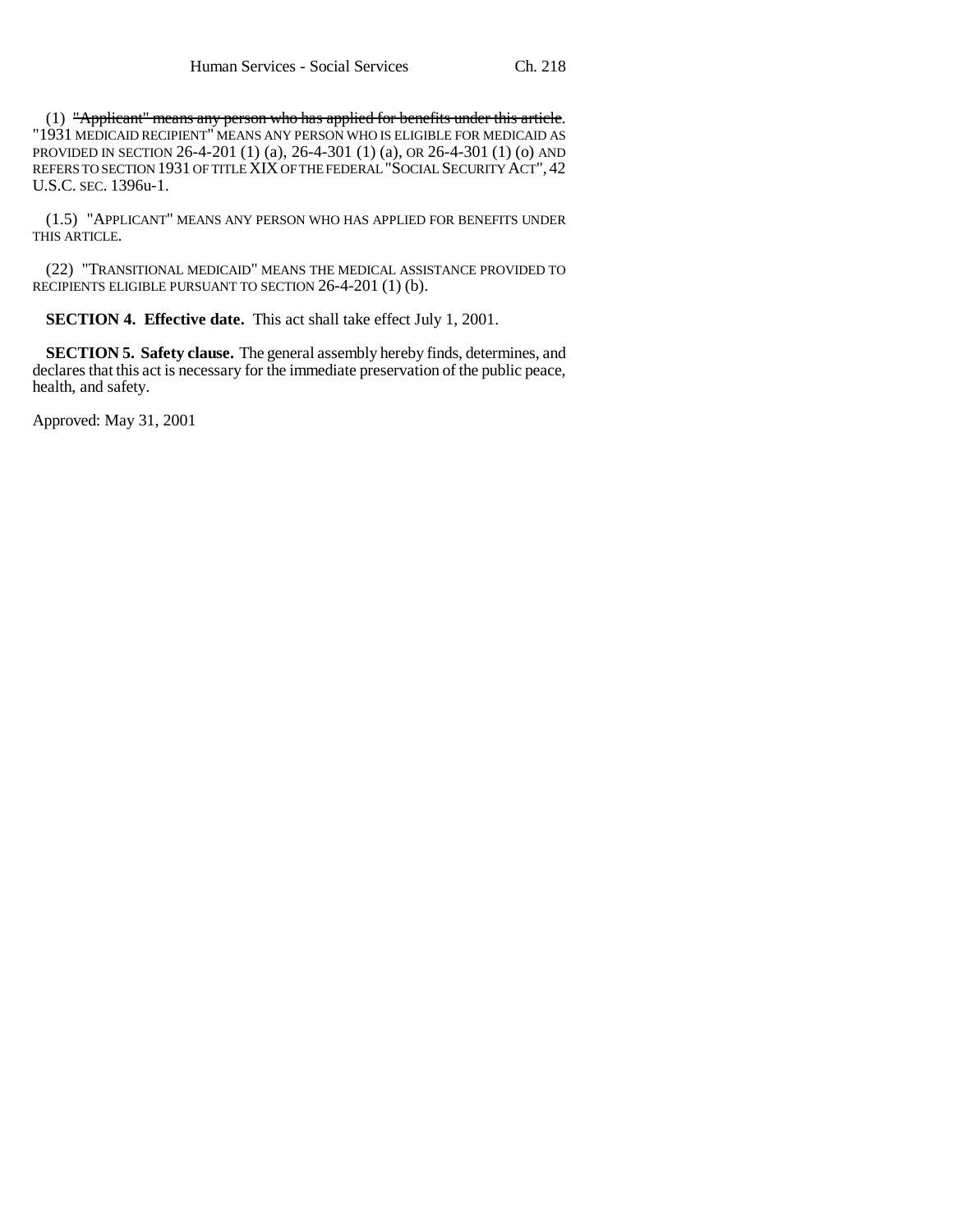(1) ~~"Applicant" means any person who has applied for benefits under this article.~~ "1931 MEDICAID RECIPIENT" MEANS ANY PERSON WHO IS ELIGIBLE FOR MEDICAID AS PROVIDED IN SECTION 26-4-201 (1) (a), 26-4-301 (1) (a), OR 26-4-301 (1) (o) AND REFERS TO SECTION 1931 OF TITLE XIX OF THE FEDERAL "SOCIAL SECURITY ACT", 42 U.S.C. SEC. 1396u-1.

(1.5) "APPLICANT" MEANS ANY PERSON WHO HAS APPLIED FOR BENEFITS UNDER THIS ARTICLE.

(22) "TRANSITIONAL MEDICAID" MEANS THE MEDICAL ASSISTANCE PROVIDED TO RECIPIENTS ELIGIBLE PURSUANT TO SECTION 26-4-201 (1) (b).

**SECTION 4. Effective date.** This act shall take effect July 1, 2001.

**SECTION 5. Safety clause.** The general assembly hereby finds, determines, and declares that this act is necessary for the immediate preservation of the public peace, health, and safety.

Approved: May 31, 2001